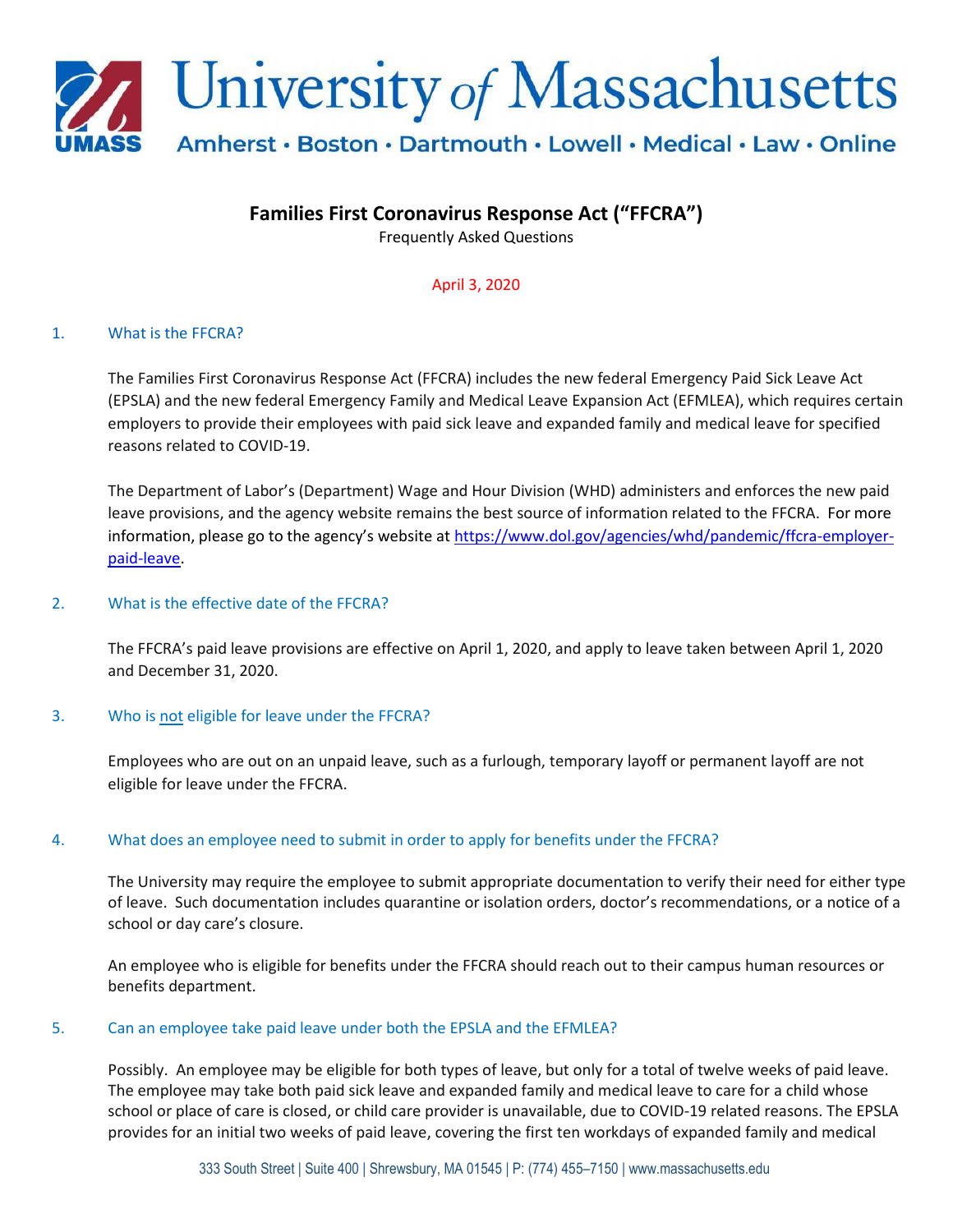# University *of* Massachusetts

Amherst · Boston · Dartmouth · Lowell · Medical · Law · Online

## Families First Coronavirus Response Act ("FFCRA")

Frequently Asked Questions

April 3, 2020

### 1. What is the FFCRA?

The Families First Coronavirus Response Act (FFCRA) includes the new federal Emergency Paid Sick Leave Act (EPSLA) and the new federal Emergency Family and Medical Leave Expansion Act (EFMLEA), which requires certain employers to provide their employees with paid sick leave and expanded family and medical leave for specified reasons related to COVID-19.

The Department of Labor's (Department) Wage and Hour Division (WHD) administers and enforces the new paid leave provisions, and the agency website remains the best source of information related to the FFCRA. For more information, please go to the agency's website at https://www.dol.gov/agencies/whd/pandemic/ffcra-employer-paid-leave.

### 2. What is the effective date of the FFCRA?

The FFCRA's paid leave provisions are effective on April 1, 2020, and apply to leave taken between April 1, 2020 and December 31, 2020.

### 3. Who is not eligible for leave under the FFCRA?

Employees who are out on an unpaid leave, such as a furlough, temporary layoff or permanent layoff are not eligible for leave under the FFCRA.

### 4. What does an employee need to submit in order to apply for benefits under the FFCRA?

The University may require the employee to submit appropriate documentation to verify their need for either type of leave. Such documentation includes quarantine or isolation orders, doctor's recommendations, or a notice of a school or day care's closure.

An employee who is eligible for benefits under the FFCRA should reach out to their campus human resources or benefits department.

### 5. Can an employee take paid leave under both the EPSLA and the EFMLEA?

Possibly. An employee may be eligible for both types of leave, but only for a total of twelve weeks of paid leave. The employee may take both paid sick leave and expanded family and medical leave to care for a child whose school or place of care is closed, or child care provider is unavailable, due to COVID-19 related reasons. The EPSLA provides for an initial two weeks of paid leave, covering the first ten workdays of expanded family and medical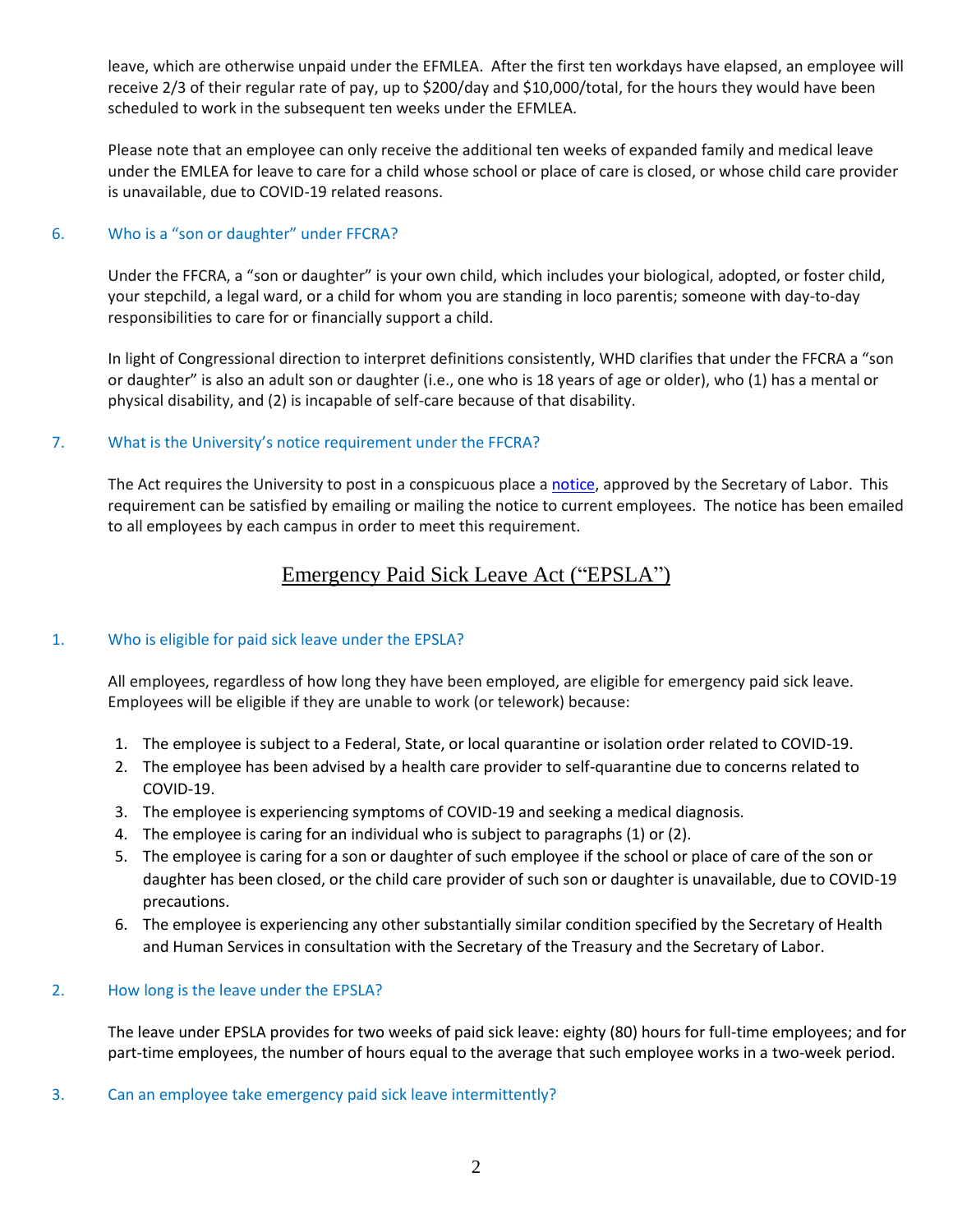leave, which are otherwise unpaid under the EFMLEA. After the first ten workdays have elapsed, an employee will receive 2/3 of their regular rate of pay, up to $200/day and $10,000/total, for the hours they would have been scheduled to work in the subsequent ten weeks under the EFMLEA.

Please note that an employee can only receive the additional ten weeks of expanded family and medical leave under the EMLEA for leave to care for a child whose school or place of care is closed, or whose child care provider is unavailable, due to COVID-19 related reasons.

### 6. Who is a "son or daughter" under FFCRA?

Under the FFCRA, a "son or daughter" is your own child, which includes your biological, adopted, or foster child, your stepchild, a legal ward, or a child for whom you are standing in loco parentis; someone with day-to-day responsibilities to care for or financially support a child.

In light of Congressional direction to interpret definitions consistently, WHD clarifies that under the FFCRA a "son or daughter" is also an adult son or daughter (i.e., one who is 18 years of age or older), who (1) has a mental or physical disability, and (2) is incapable of self-care because of that disability.

### 7. What is the University's notice requirement under the FFCRA?

The Act requires the University to post in a conspicuous place a notice, approved by the Secretary of Labor. This requirement can be satisfied by emailing or mailing the notice to current employees. The notice has been emailed to all employees by each campus in order to meet this requirement.

## Emergency Paid Sick Leave Act ("EPSLA")

### 1. Who is eligible for paid sick leave under the EPSLA?

All employees, regardless of how long they have been employed, are eligible for emergency paid sick leave. Employees will be eligible if they are unable to work (or telework) because:

1. The employee is subject to a Federal, State, or local quarantine or isolation order related to COVID-19.
2. The employee has been advised by a health care provider to self-quarantine due to concerns related to COVID-19.
3. The employee is experiencing symptoms of COVID-19 and seeking a medical diagnosis.
4. The employee is caring for an individual who is subject to paragraphs (1) or (2).
5. The employee is caring for a son or daughter of such employee if the school or place of care of the son or daughter has been closed, or the child care provider of such son or daughter is unavailable, due to COVID-19 precautions.
6. The employee is experiencing any other substantially similar condition specified by the Secretary of Health and Human Services in consultation with the Secretary of the Treasury and the Secretary of Labor.

### 2. How long is the leave under the EPSLA?

The leave under EPSLA provides for two weeks of paid sick leave: eighty (80) hours for full-time employees; and for part-time employees, the number of hours equal to the average that such employee works in a two-week period.

### 3. Can an employee take emergency paid sick leave intermittently?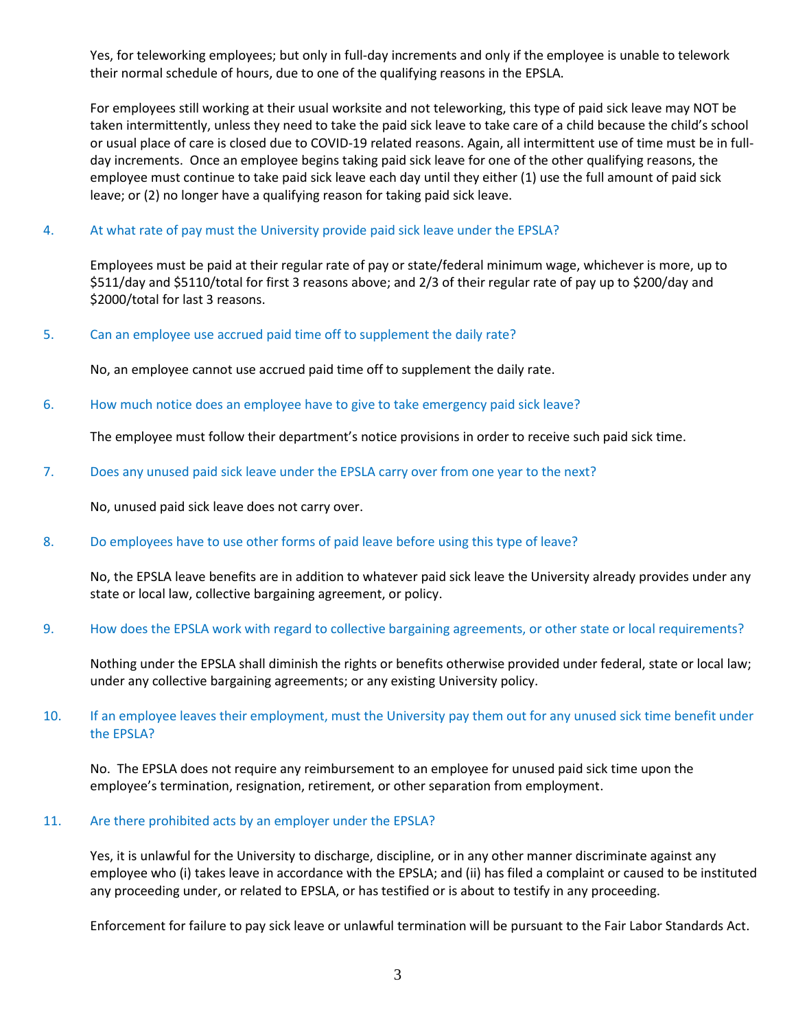Yes, for teleworking employees; but only in full-day increments and only if the employee is unable to telework their normal schedule of hours, due to one of the qualifying reasons in the EPSLA.

For employees still working at their usual worksite and not teleworking, this type of paid sick leave may NOT be taken intermittently, unless they need to take the paid sick leave to take care of a child because the child's school or usual place of care is closed due to COVID-19 related reasons. Again, all intermittent use of time must be in full-day increments. Once an employee begins taking paid sick leave for one of the other qualifying reasons, the employee must continue to take paid sick leave each day until they either (1) use the full amount of paid sick leave; or (2) no longer have a qualifying reason for taking paid sick leave.

4. At what rate of pay must the University provide paid sick leave under the EPSLA?

   Employees must be paid at their regular rate of pay or state/federal minimum wage, whichever is more, up to $511/day and $5110/total for first 3 reasons above; and 2/3 of their regular rate of pay up to $200/day and $2000/total for last 3 reasons.

5. Can an employee use accrued paid time off to supplement the daily rate?

   No, an employee cannot use accrued paid time off to supplement the daily rate.

6. How much notice does an employee have to give to take emergency paid sick leave?

   The employee must follow their department's notice provisions in order to receive such paid sick time.

7. Does any unused paid sick leave under the EPSLA carry over from one year to the next?

   No, unused paid sick leave does not carry over.

8. Do employees have to use other forms of paid leave before using this type of leave?

   No, the EPSLA leave benefits are in addition to whatever paid sick leave the University already provides under any state or local law, collective bargaining agreement, or policy.

9. How does the EPSLA work with regard to collective bargaining agreements, or other state or local requirements?

   Nothing under the EPSLA shall diminish the rights or benefits otherwise provided under federal, state or local law; under any collective bargaining agreements; or any existing University policy.

10. If an employee leaves their employment, must the University pay them out for any unused sick time benefit under the EPSLA?

    No. The EPSLA does not require any reimbursement to an employee for unused paid sick time upon the employee's termination, resignation, retirement, or other separation from employment.

11. Are there prohibited acts by an employer under the EPSLA?

    Yes, it is unlawful for the University to discharge, discipline, or in any other manner discriminate against any employee who (i) takes leave in accordance with the EPSLA; and (ii) has filed a complaint or caused to be instituted any proceeding under, or related to EPSLA, or has testified or is about to testify in any proceeding.

    Enforcement for failure to pay sick leave or unlawful termination will be pursuant to the Fair Labor Standards Act.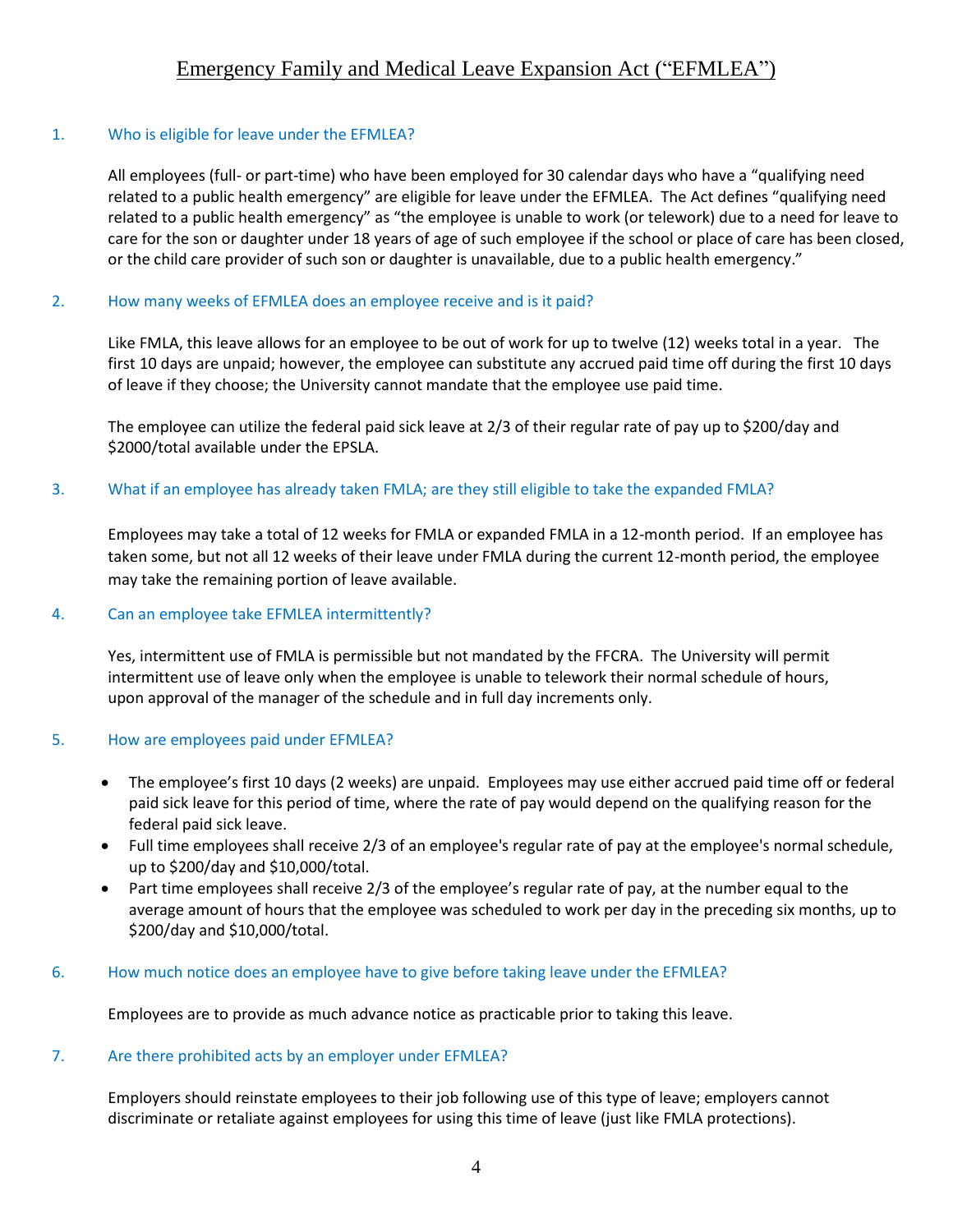# Emergency Family and Medical Leave Expansion Act ("EFMLEA")

1. **Who is eligible for leave under the EFMLEA?**

   All employees (full- or part-time) who have been employed for 30 calendar days who have a "qualifying need related to a public health emergency" are eligible for leave under the EFMLEA. The Act defines "qualifying need related to a public health emergency" as "the employee is unable to work (or telework) due to a need for leave to care for the son or daughter under 18 years of age of such employee if the school or place of care has been closed, or the child care provider of such son or daughter is unavailable, due to a public health emergency."

2. **How many weeks of EFMLEA does an employee receive and is it paid?**

   Like FMLA, this leave allows for an employee to be out of work for up to twelve (12) weeks total in a year. The first 10 days are unpaid; however, the employee can substitute any accrued paid time off during the first 10 days of leave if they choose; the University cannot mandate that the employee use paid time.

   The employee can utilize the federal paid sick leave at 2/3 of their regular rate of pay up to $200/day and $2000/total available under the EPSLA.

3. **What if an employee has already taken FMLA; are they still eligible to take the expanded FMLA?**

   Employees may take a total of 12 weeks for FMLA or expanded FMLA in a 12-month period. If an employee has taken some, but not all 12 weeks of their leave under FMLA during the current 12-month period, the employee may take the remaining portion of leave available.

4. **Can an employee take EFMLEA intermittently?**

   Yes, intermittent use of FMLA is permissible but not mandated by the FFCRA. The University will permit intermittent use of leave only when the employee is unable to telework their normal schedule of hours, upon approval of the manager of the schedule and in full day increments only.

5. **How are employees paid under EFMLEA?**

   - The employee's first 10 days (2 weeks) are unpaid. Employees may use either accrued paid time off or federal paid sick leave for this period of time, where the rate of pay would depend on the qualifying reason for the federal paid sick leave.
   - Full time employees shall receive 2/3 of an employee's regular rate of pay at the employee's normal schedule, up to $200/day and $10,000/total.
   - Part time employees shall receive 2/3 of the employee's regular rate of pay, at the number equal to the average amount of hours that the employee was scheduled to work per day in the preceding six months, up to $200/day and $10,000/total.

6. **How much notice does an employee have to give before taking leave under the EFMLEA?**

   Employees are to provide as much advance notice as practicable prior to taking this leave.

7. **Are there prohibited acts by an employer under EFMLEA?**

   Employers should reinstate employees to their job following use of this type of leave; employers cannot discriminate or retaliate against employees for using this time of leave (just like FMLA protections).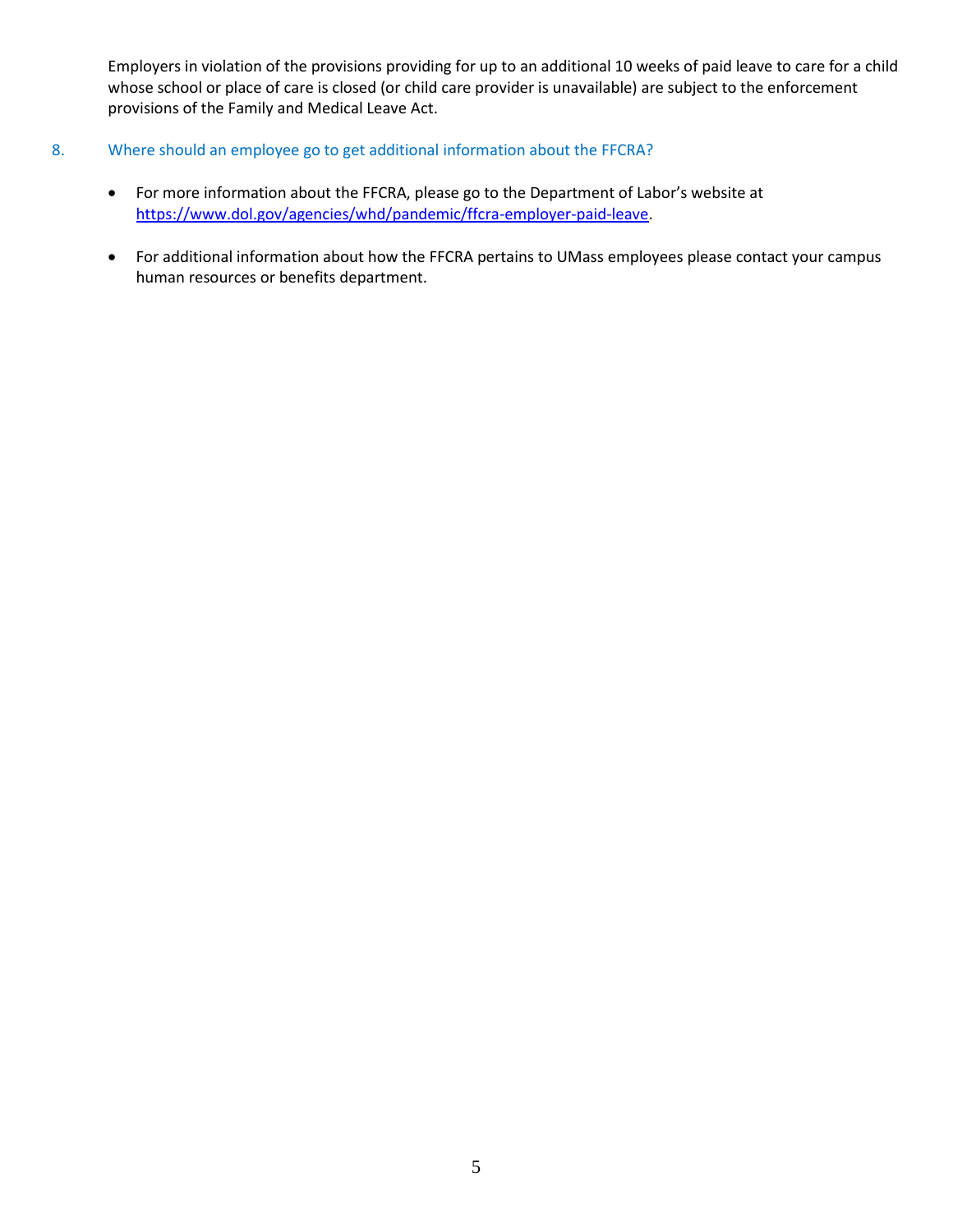Employers in violation of the provisions providing for up to an additional 10 weeks of paid leave to care for a child whose school or place of care is closed (or child care provider is unavailable) are subject to the enforcement provisions of the Family and Medical Leave Act.

### 8. Where should an employee go to get additional information about the FFCRA?

- For more information about the FFCRA, please go to the Department of Labor's website at https://www.dol.gov/agencies/whd/pandemic/ffcra-employer-paid-leave.

- For additional information about how the FFCRA pertains to UMass employees please contact your campus human resources or benefits department.